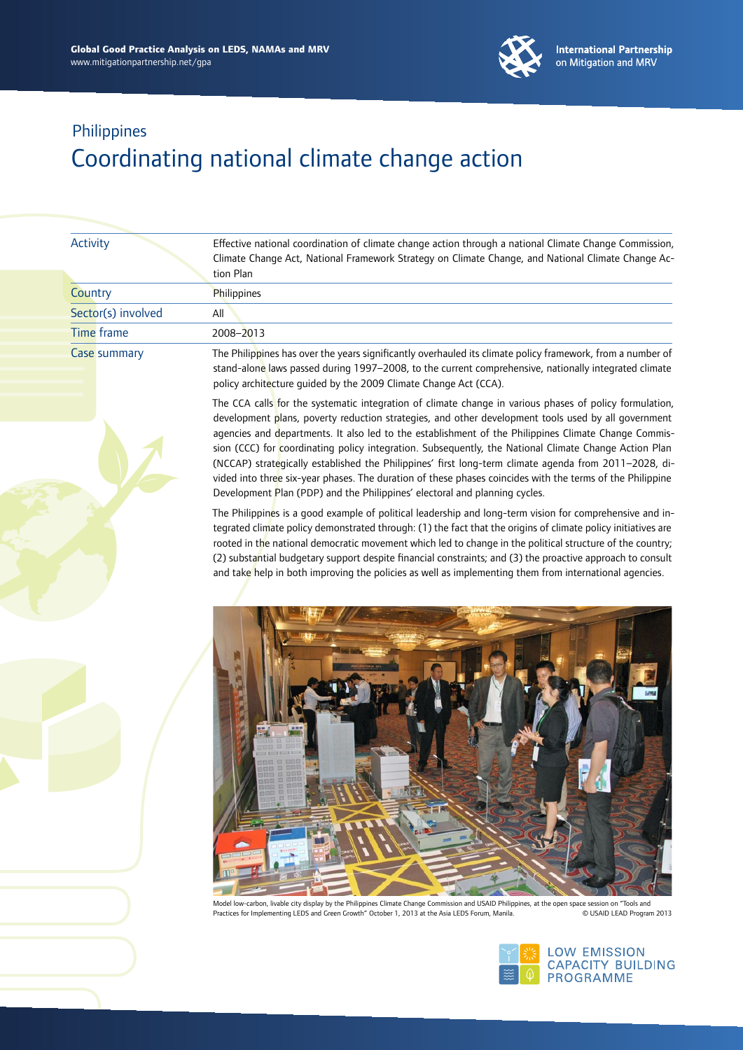# Philippines

## Coordinating national climate change action

| | |
|---|---|
| Activity | Effective national coordination of climate change action through a national Climate Change Commission, Climate Change Act, National Framework Strategy on Climate Change, and National Climate Change Action Plan |
| Country | Philippines |
| Sector(s) involved | All |
| Time frame | 2008–2013 |
| Case summary | The Philippines has over the years significantly overhauled its climate policy framework, from a number of stand-alone laws passed during 1997–2008, to the current comprehensive, nationally integrated climate policy architecture guided by the 2009 Climate Change Act (CCA). |

The CCA calls for the systematic integration of climate change in various phases of policy formulation, development plans, poverty reduction strategies, and other development tools used by all government agencies and departments. It also led to the establishment of the Philippines Climate Change Commission (CCC) for coordinating policy integration. Subsequently, the National Climate Change Action Plan (NCCAP) strategically established the Philippines' first long-term climate agenda from 2011–2028, divided into three six-year phases. The duration of these phases coincides with the terms of the Philippine Development Plan (PDP) and the Philippines' electoral and planning cycles.

The Philippines is a good example of political leadership and long-term vision for comprehensive and integrated climate policy demonstrated through: (1) the fact that the origins of climate policy initiatives are rooted in the national democratic movement which led to change in the political structure of the country; (2) substantial budgetary support despite financial constraints; and (3) the proactive approach to consult and take help in both improving the policies as well as implementing them from international agencies.

Model low-carbon, livable city display by the Philippines Climate Change Commission and USAID Philippines, at the open space session on "Tools and Practices for Implementing LEDS and Green Growth" October 1, 2013 at the Asia LEDS Forum, Manila. © USAID LEAD Program 2013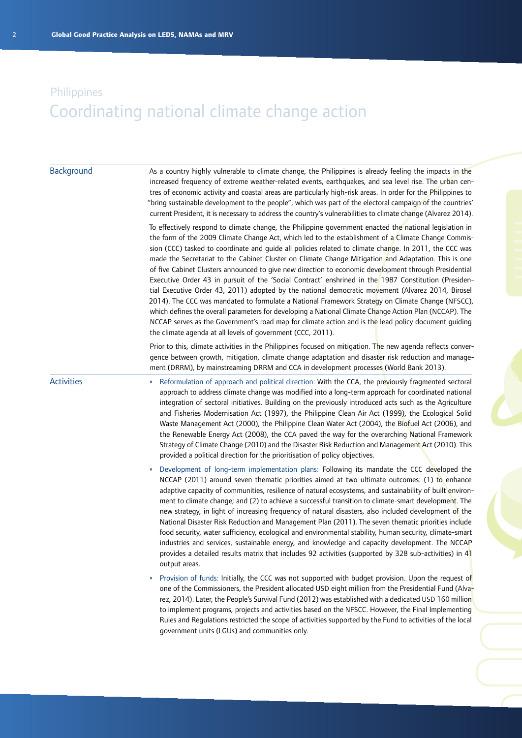# Philippines

## Coordinating national climate change action

### Background

As a country highly vulnerable to climate change, the Philippines is already feeling the impacts in the increased frequency of extreme weather-related events, earthquakes, and sea level rise. The urban centres of economic activity and coastal areas are particularly high-risk areas. In order for the Philippines to "bring sustainable development to the people", which was part of the electoral campaign of the countries' current President, it is necessary to address the country's vulnerabilities to climate change (Alvarez 2014).

To effectively respond to climate change, the Philippine government enacted the national legislation in the form of the 2009 Climate Change Act, which led to the establishment of a Climate Change Commission (CCC) tasked to coordinate and guide all policies related to climate change. In 2011, the CCC was made the Secretariat to the Cabinet Cluster on Climate Change Mitigation and Adaptation. This is one of five Cabinet Clusters announced to give new direction to economic development through Presidential Executive Order 43 in pursuit of the 'Social Contract' enshrined in the 1987 Constitution (Presidential Executive Order 43, 2011) adopted by the national democratic movement (Alvarez 2014, Birosel 2014). The CCC was mandated to formulate a National Framework Strategy on Climate Change (NFSCC), which defines the overall parameters for developing a National Climate Change Action Plan (NCCAP). The NCCAP serves as the Government's road map for climate action and is the lead policy document guiding the climate agenda at all levels of government (CCC, 2011).

Prior to this, climate activities in the Philippines focused on mitigation. The new agenda reflects convergence between growth, mitigation, climate change adaptation and disaster risk reduction and management (DRRM), by mainstreaming DRRM and CCA in development processes (World Bank 2013).

### Activities

- Reformulation of approach and political direction: With the CCA, the previously fragmented sectoral approach to address climate change was modified into a long-term approach for coordinated national integration of sectoral initiatives. Building on the previously introduced acts such as the Agriculture and Fisheries Modernisation Act (1997), the Philippine Clean Air Act (1999), the Ecological Solid Waste Management Act (2000), the Philippine Clean Water Act (2004), the Biofuel Act (2006), and the Renewable Energy Act (2008), the CCA paved the way for the overarching National Framework Strategy of Climate Change (2010) and the Disaster Risk Reduction and Management Act (2010). This provided a political direction for the prioritisation of policy objectives.

- Development of long-term implementation plans: Following its mandate the CCC developed the NCCAP (2011) around seven thematic priorities aimed at two ultimate outcomes: (1) to enhance adaptive capacity of communities, resilience of natural ecosystems, and sustainability of built environment to climate change; and (2) to achieve a successful transition to climate-smart development. The new strategy, in light of increasing frequency of natural disasters, also included development of the National Disaster Risk Reduction and Management Plan (2011). The seven thematic priorities include food security, water sufficiency, ecological and environmental stability, human security, climate-smart industries and services, sustainable energy, and knowledge and capacity development. The NCCAP provides a detailed results matrix that includes 92 activities (supported by 328 sub-activities) in 41 output areas.

- Provision of funds: Initially, the CCC was not supported with budget provision. Upon the request of one of the Commissioners, the President allocated USD eight million from the Presidential Fund (Alvarez, 2014). Later, the People's Survival Fund (2012) was established with a dedicated USD 160 million to implement programs, projects and activities based on the NFSCC. However, the Final Implementing Rules and Regulations restricted the scope of activities supported by the Fund to activities of the local government units (LGUs) and communities only.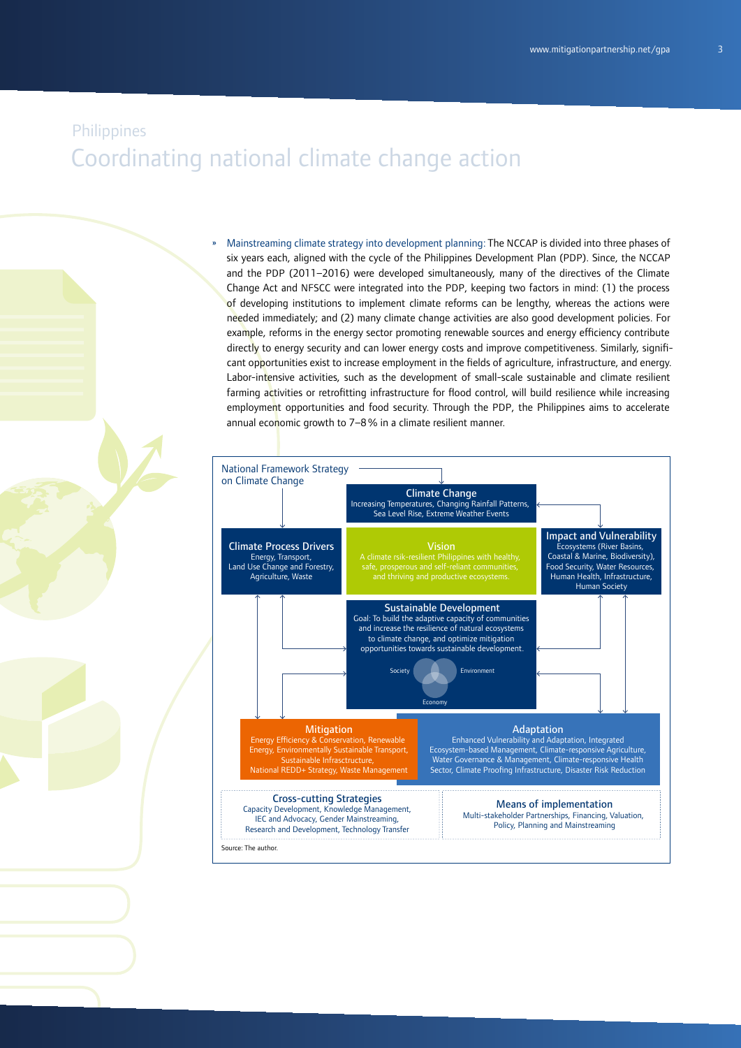Philippines

# Coordinating national climate change action

» Mainstreaming climate strategy into development planning: The NCCAP is divided into three phases of six years each, aligned with the cycle of the Philippines Development Plan (PDP). Since, the NCCAP and the PDP (2011–2016) were developed simultaneously, many of the directives of the Climate Change Act and NFSCC were integrated into the PDP, keeping two factors in mind: (1) the process of developing institutions to implement climate reforms can be lengthy, whereas the actions were needed immediately; and (2) many climate change activities are also good development policies. For example, reforms in the energy sector promoting renewable sources and energy efficiency contribute directly to energy security and can lower energy costs and improve competitiveness. Similarly, significant opportunities exist to increase employment in the fields of agriculture, infrastructure, and energy. Labor-intensive activities, such as the development of small-scale sustainable and climate resilient farming activities or retrofitting infrastructure for flood control, will build resilience while increasing employment opportunities and food security. Through the PDP, the Philippines aims to accelerate annual economic growth to 7–8 % in a climate resilient manner.

National Framework Strategy on Climate Change

**Climate Change**
Increasing Temperatures, Changing Rainfall Patterns, Sea Level Rise, Extreme Weather Events

**Climate Process Drivers**
Energy, Transport, Land Use Change and Forestry, Agriculture, Waste

**Vision**
A climate rsik-resilient Philippines with healthy, safe, prosperous and self-reliant communities, and thriving and productive ecosystems.

**Impact and Vulnerability**
Ecosystems (River Basins, Coastal & Marine, Biodiversity), Food Security, Water Resources, Human Health, Infrastructure, Human Society

**Sustainable Development**
Goal: To build the adaptive capacity of communities and increase the resilience of natural ecosystems to climate change, and optimize mitigation opportunities towards sustainable development.
Society, Environment, Economy

**Mitigation**
Energy Efficiency & Conservation, Renewable Energy, Environmentally Sustainable Transport, Sustainable Infrastructure, National REDD+ Strategy, Waste Management

**Adaptation**
Enhanced Vulnerability and Adaptation, Integrated Ecosystem-based Management, Climate-responsive Agriculture, Water Governance & Management, Climate-responsive Health Sector, Climate Proofing Infrastructure, Disaster Risk Reduction

**Cross-cutting Strategies**
Capacity Development, Knowledge Management, IEC and Advocacy, Gender Mainstreaming, Research and Development, Technology Transfer

**Means of implementation**
Multi-stakeholder Partnerships, Financing, Valuation, Policy, Planning and Mainstreaming

Source: The author.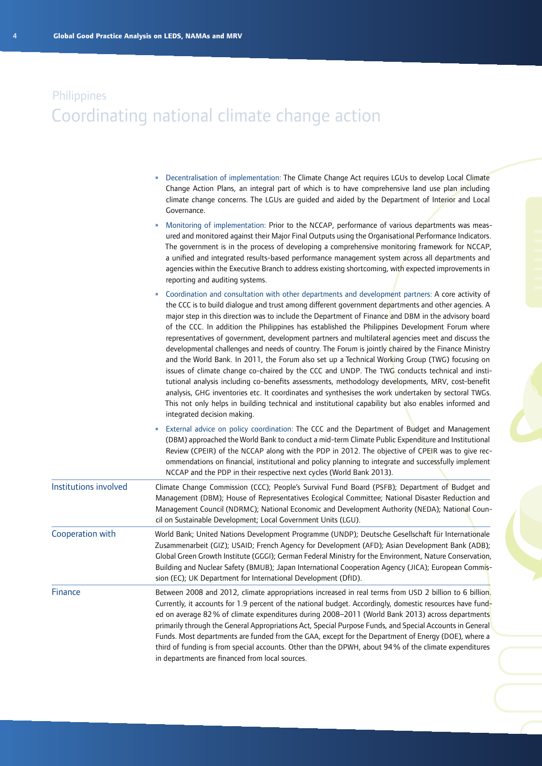Philippines

# Coordinating national climate change action

- Decentralisation of implementation: The Climate Change Act requires LGUs to develop Local Climate Change Action Plans, an integral part of which is to have comprehensive land use plan including climate change concerns. The LGUs are guided and aided by the Department of Interior and Local Governance.
- Monitoring of implementation: Prior to the NCCAP, performance of various departments was measured and monitored against their Major Final Outputs using the Organisational Performance Indicators. The government is in the process of developing a comprehensive monitoring framework for NCCAP, a unified and integrated results-based performance management system across all departments and agencies within the Executive Branch to address existing shortcoming, with expected improvements in reporting and auditing systems.
- Coordination and consultation with other departments and development partners: A core activity of the CCC is to build dialogue and trust among different government departments and other agencies. A major step in this direction was to include the Department of Finance and DBM in the advisory board of the CCC. In addition the Philippines has established the Philippines Development Forum where representatives of government, development partners and multilateral agencies meet and discuss the developmental challenges and needs of country. The Forum is jointly chaired by the Finance Ministry and the World Bank. In 2011, the Forum also set up a Technical Working Group (TWG) focusing on issues of climate change co-chaired by the CCC and UNDP. The TWG conducts technical and institutional analysis including co-benefits assessments, methodology developments, MRV, cost-benefit analysis, GHG inventories etc. It coordinates and synthesises the work undertaken by sectoral TWGs. This not only helps in building technical and institutional capability but also enables informed and integrated decision making.
- External advice on policy coordination: The CCC and the Department of Budget and Management (DBM) approached the World Bank to conduct a mid-term Climate Public Expenditure and Institutional Review (CPEIR) of the NCCAP along with the PDP in 2012. The objective of CPEIR was to give recommendations on financial, institutional and policy planning to integrate and successfully implement NCCAP and the PDP in their respective next cycles (World Bank 2013).

| | |
|---|---|
| Institutions involved | Climate Change Commission (CCC); People's Survival Fund Board (PSFB); Department of Budget and Management (DBM); House of Representatives Ecological Committee; National Disaster Reduction and Management Council (NDRMC); National Economic and Development Authority (NEDA); National Council on Sustainable Development; Local Government Units (LGU). |
| Cooperation with | World Bank; United Nations Development Programme (UNDP); Deutsche Gesellschaft für Internationale Zusammenarbeit (GIZ); USAID; French Agency for Development (AFD); Asian Development Bank (ADB); Global Green Growth Institute (GGGI); German Federal Ministry for the Environment, Nature Conservation, Building and Nuclear Safety (BMUB); Japan International Cooperation Agency (JICA); European Commission (EC); UK Department for International Development (DfID). |
| Finance | Between 2008 and 2012, climate appropriations increased in real terms from USD 2 billion to 6 billion. Currently, it accounts for 1.9 percent of the national budget. Accordingly, domestic resources have funded on average 82 % of climate expenditures during 2008–2011 (World Bank 2013) across departments primarily through the General Appropriations Act, Special Purpose Funds, and Special Accounts in General Funds. Most departments are funded from the GAA, except for the Department of Energy (DOE), where a third of funding is from special accounts. Other than the DPWH, about 94 % of the climate expenditures in departments are financed from local sources. |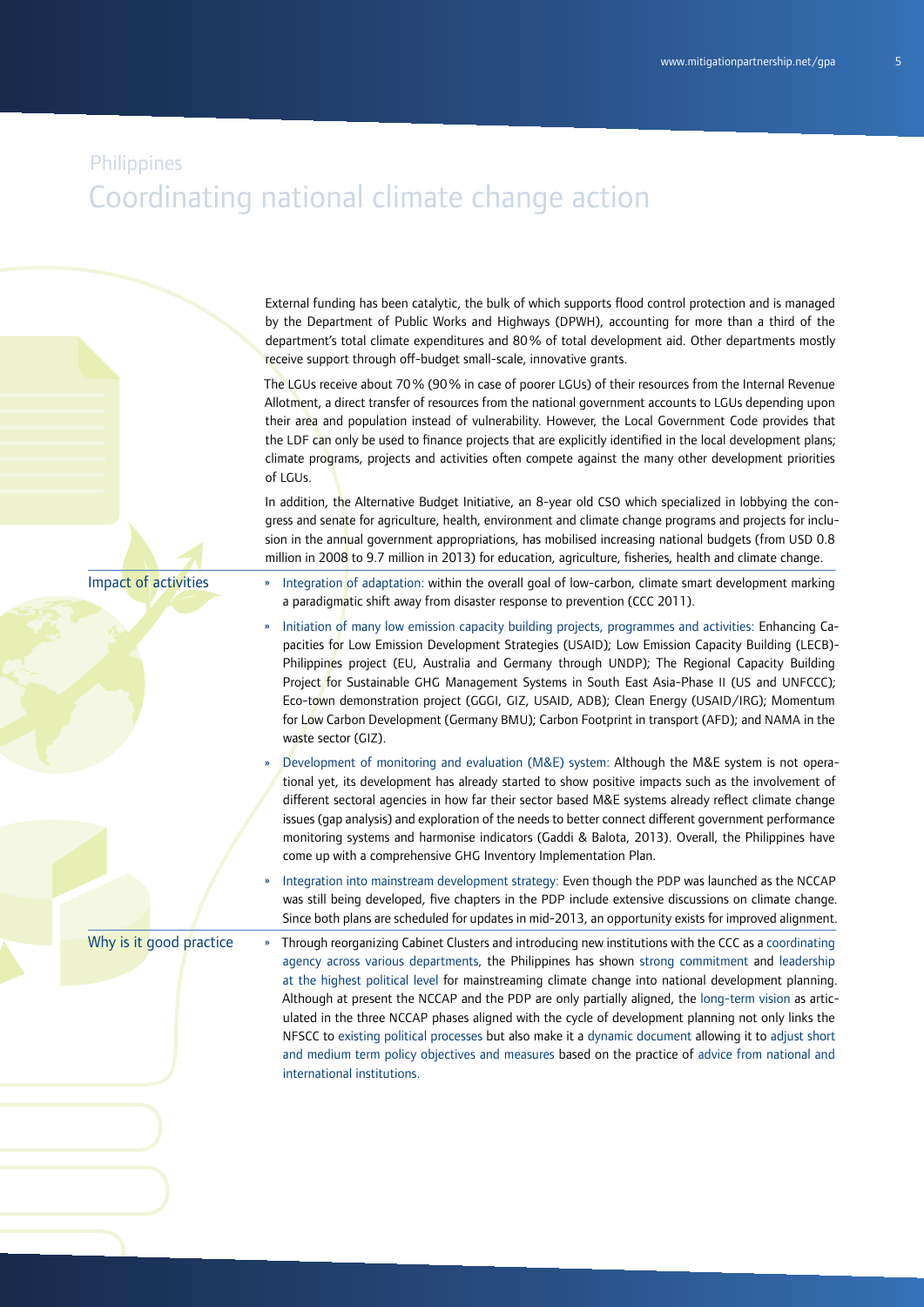Philippines

# Coordinating national climate change action

External funding has been catalytic, the bulk of which supports flood control protection and is managed by the Department of Public Works and Highways (DPWH), accounting for more than a third of the department's total climate expenditures and 80 % of total development aid. Other departments mostly receive support through off-budget small-scale, innovative grants.

The LGUs receive about 70 % (90 % in case of poorer LGUs) of their resources from the Internal Revenue Allotment, a direct transfer of resources from the national government accounts to LGUs depending upon their area and population instead of vulnerability. However, the Local Government Code provides that the LDF can only be used to finance projects that are explicitly identified in the local development plans; climate programs, projects and activities often compete against the many other development priorities of LGUs.

In addition, the Alternative Budget Initiative, an 8-year old CSO which specialized in lobbying the congress and senate for agriculture, health, environment and climate change programs and projects for inclusion in the annual government appropriations, has mobilised increasing national budgets (from USD 0.8 million in 2008 to 9.7 million in 2013) for education, agriculture, fisheries, health and climate change.

## Impact of activities

- Integration of adaptation: within the overall goal of low-carbon, climate smart development marking a paradigmatic shift away from disaster response to prevention (CCC 2011).
- Initiation of many low emission capacity building projects, programmes and activities: Enhancing Capacities for Low Emission Development Strategies (USAID); Low Emission Capacity Building (LECB)-Philippines project (EU, Australia and Germany through UNDP); The Regional Capacity Building Project for Sustainable GHG Management Systems in South East Asia-Phase II (US and UNFCCC); Eco-town demonstration project (GGGI, GIZ, USAID, ADB); Clean Energy (USAID/IRG); Momentum for Low Carbon Development (Germany BMU); Carbon Footprint in transport (AFD); and NAMA in the waste sector (GIZ).
- Development of monitoring and evaluation (M&E) system: Although the M&E system is not operational yet, its development has already started to show positive impacts such as the involvement of different sectoral agencies in how far their sector based M&E systems already reflect climate change issues (gap analysis) and exploration of the needs to better connect different government performance monitoring systems and harmonise indicators (Gaddi & Balota, 2013). Overall, the Philippines have come up with a comprehensive GHG Inventory Implementation Plan.
- Integration into mainstream development strategy: Even though the PDP was launched as the NCCAP was still being developed, five chapters in the PDP include extensive discussions on climate change. Since both plans are scheduled for updates in mid-2013, an opportunity exists for improved alignment.

## Why is it good practice

- Through reorganizing Cabinet Clusters and introducing new institutions with the CCC as a coordinating agency across various departments, the Philippines has shown strong commitment and leadership at the highest political level for mainstreaming climate change into national development planning. Although at present the NCCAP and the PDP are only partially aligned, the long-term vision as articulated in the three NCCAP phases aligned with the cycle of development planning not only links the NFSCC to existing political processes but also make it a dynamic document allowing it to adjust short and medium term policy objectives and measures based on the practice of advice from national and international institutions.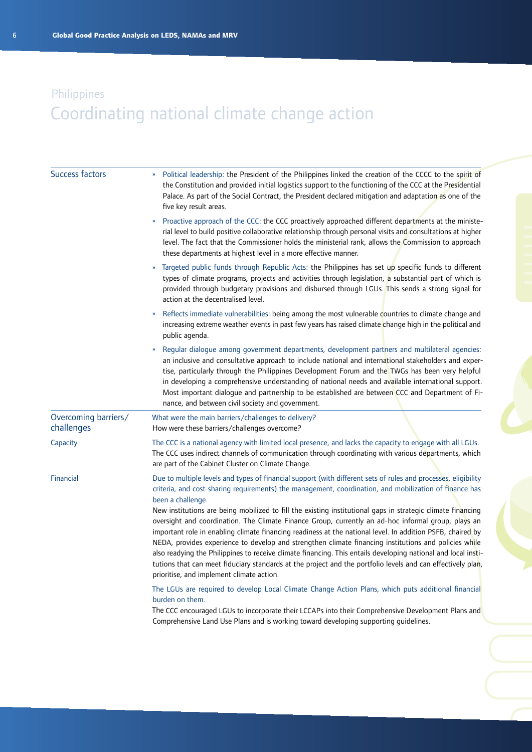## Philippines

# Coordinating national climate change action

### Success factors

- Political leadership: the President of the Philippines linked the creation of the CCCC to the spirit of the Constitution and provided initial logistics support to the functioning of the CCC at the Presidential Palace. As part of the Social Contract, the President declared mitigation and adaptation as one of the five key result areas.
- Proactive approach of the CCC: the CCC proactively approached different departments at the ministerial level to build positive collaborative relationship through personal visits and consultations at higher level. The fact that the Commissioner holds the ministerial rank, allows the Commission to approach these departments at highest level in a more effective manner.
- Targeted public funds through Republic Acts: the Philippines has set up specific funds to different types of climate programs, projects and activities through legislation, a substantial part of which is provided through budgetary provisions and disbursed through LGUs. This sends a strong signal for action at the decentralised level.
- Reflects immediate vulnerabilities: being among the most vulnerable countries to climate change and increasing extreme weather events in past few years has raised climate change high in the political and public agenda.
- Regular dialogue among government departments, development partners and multilateral agencies: an inclusive and consultative approach to include national and international stakeholders and expertise, particularly through the Philippines Development Forum and the TWGs has been very helpful in developing a comprehensive understanding of national needs and available international support. Most important dialogue and partnership to be established are between CCC and Department of Finance, and between civil society and government.

### Overcoming barriers/ challenges

What were the main barriers/challenges to delivery?
How were these barriers/challenges overcome?

**Capacity**

The CCC is a national agency with limited local presence, and lacks the capacity to engage with all LGUs.
The CCC uses indirect channels of communication through coordinating with various departments, which are part of the Cabinet Cluster on Climate Change.

**Financial**

Due to multiple levels and types of financial support (with different sets of rules and processes, eligibility criteria, and cost-sharing requirements) the management, coordination, and mobilization of finance has been a challenge.
New institutions are being mobilized to fill the existing institutional gaps in strategic climate financing oversight and coordination. The Climate Finance Group, currently an ad-hoc informal group, plays an important role in enabling climate financing readiness at the national level. In addition PSFB, chaired by NEDA, provides experience to develop and strengthen climate financing institutions and policies while also readying the Philippines to receive climate financing. This entails developing national and local institutions that can meet fiduciary standards at the project and the portfolio levels and can effectively plan, prioritise, and implement climate action.

The LGUs are required to develop Local Climate Change Action Plans, which puts additional financial burden on them.
The CCC encouraged LGUs to incorporate their LCCAPs into their Comprehensive Development Plans and Comprehensive Land Use Plans and is working toward developing supporting guidelines.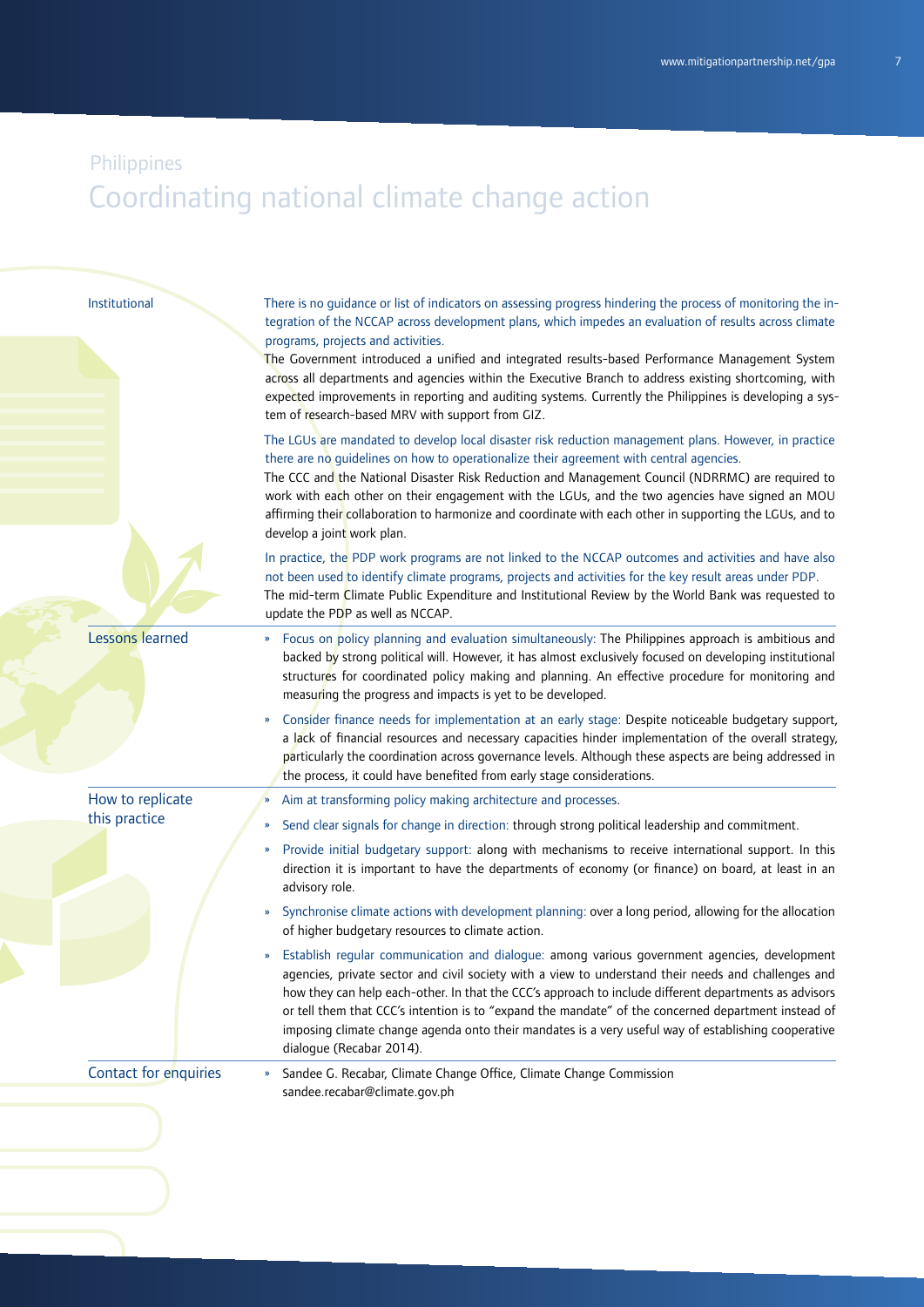Philippines

# Coordinating national climate change action

### Institutional

There is no guidance or list of indicators on assessing progress hindering the process of monitoring the integration of the NCCAP across development plans, which impedes an evaluation of results across climate programs, projects and activities.

The Government introduced a unified and integrated results-based Performance Management System across all departments and agencies within the Executive Branch to address existing shortcoming, with expected improvements in reporting and auditing systems. Currently the Philippines is developing a system of research-based MRV with support from GIZ.

The LGUs are mandated to develop local disaster risk reduction management plans. However, in practice there are no guidelines on how to operationalize their agreement with central agencies.

The CCC and the National Disaster Risk Reduction and Management Council (NDRRMC) are required to work with each other on their engagement with the LGUs, and the two agencies have signed an MOU affirming their collaboration to harmonize and coordinate with each other in supporting the LGUs, and to develop a joint work plan.

In practice, the PDP work programs are not linked to the NCCAP outcomes and activities and have also not been used to identify climate programs, projects and activities for the key result areas under PDP.

The mid-term Climate Public Expenditure and Institutional Review by the World Bank was requested to update the PDP as well as NCCAP.

### Lessons learned

- Focus on policy planning and evaluation simultaneously: The Philippines approach is ambitious and backed by strong political will. However, it has almost exclusively focused on developing institutional structures for coordinated policy making and planning. An effective procedure for monitoring and measuring the progress and impacts is yet to be developed.
- Consider finance needs for implementation at an early stage: Despite noticeable budgetary support, a lack of financial resources and necessary capacities hinder implementation of the overall strategy, particularly the coordination across governance levels. Although these aspects are being addressed in the process, it could have benefited from early stage considerations.

### How to replicate this practice

- Aim at transforming policy making architecture and processes.
- Send clear signals for change in direction: through strong political leadership and commitment.
- Provide initial budgetary support: along with mechanisms to receive international support. In this direction it is important to have the departments of economy (or finance) on board, at least in an advisory role.
- Synchronise climate actions with development planning: over a long period, allowing for the allocation of higher budgetary resources to climate action.
- Establish regular communication and dialogue: among various government agencies, development agencies, private sector and civil society with a view to understand their needs and challenges and how they can help each-other. In that the CCC's approach to include different departments as advisors or tell them that CCC's intention is to "expand the mandate" of the concerned department instead of imposing climate change agenda onto their mandates is a very useful way of establishing cooperative dialogue (Recabar 2014).

### Contact for enquiries

- Sandee G. Recabar, Climate Change Office, Climate Change Commission
sandee.recabar@climate.gov.ph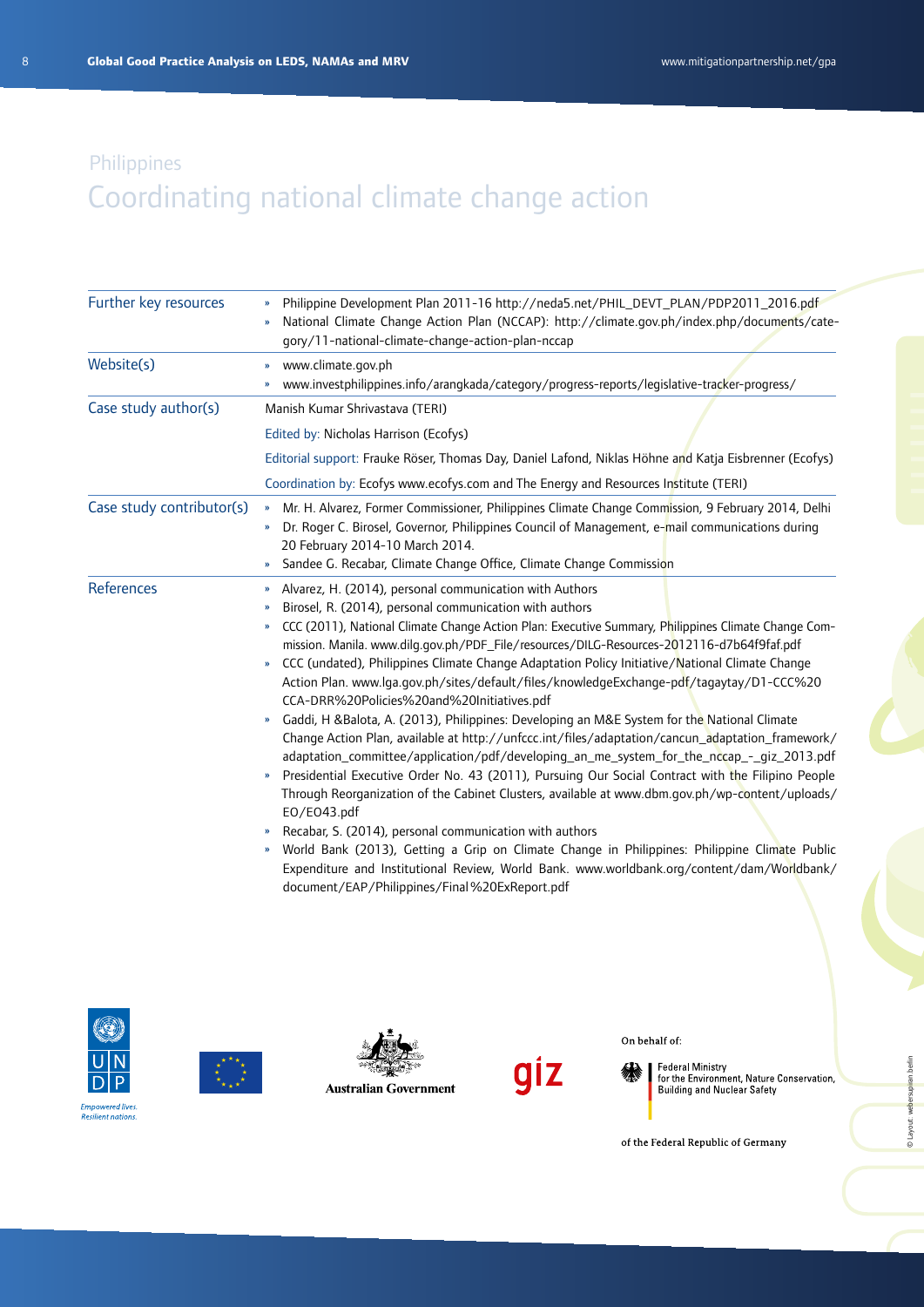Philippines

# Coordinating national climate change action

| | |
|---|---|
| Further key resources | » Philippine Development Plan 2011-16 http://neda5.net/PHIL_DEVT_PLAN/PDP2011_2016.pdf<br>» National Climate Change Action Plan (NCCAP): http://climate.gov.ph/index.php/documents/category/11-national-climate-change-action-plan-nccap |
| Website(s) | » www.climate.gov.ph<br>» www.investphilippines.info/arangkada/category/progress-reports/legislative-tracker-progress/ |
| Case study author(s) | Manish Kumar Shrivastava (TERI)<br>Edited by: Nicholas Harrison (Ecofys)<br>Editorial support: Frauke Röser, Thomas Day, Daniel Lafond, Niklas Höhne and Katja Eisbrenner (Ecofys)<br>Coordination by: Ecofys www.ecofys.com and The Energy and Resources Institute (TERI) |
| Case study contributor(s) | » Mr. H. Alvarez, Former Commissioner, Philippines Climate Change Commission, 9 February 2014, Delhi<br>» Dr. Roger C. Birosel, Governor, Philippines Council of Management, e-mail communications during 20 February 2014-10 March 2014.<br>» Sandee G. Recabar, Climate Change Office, Climate Change Commission |
| References | » Alvarez, H. (2014), personal communication with Authors<br>» Birosel, R. (2014), personal communication with authors<br>» CCC (2011), National Climate Change Action Plan: Executive Summary, Philippines Climate Change Commission. Manila. www.dilg.gov.ph/PDF_File/resources/DILG-Resources-2012116-d7b64f9faf.pdf<br>» CCC (undated), Philippines Climate Change Adaptation Policy Initiative/National Climate Change Action Plan. www.lga.gov.ph/sites/default/files/knowledgeExchange-pdf/tagaytay/D1-CCC%20CCA-DRR%20Policies%20and%20Initiatives.pdf<br>» Gaddi, H &Balota, A. (2013), Philippines: Developing an M&E System for the National Climate Change Action Plan, available at http://unfccc.int/files/adaptation/cancun_adaptation_framework/adaptation_committee/application/pdf/developing_an_me_system_for_the_nccap_-_giz_2013.pdf<br>» Presidential Executive Order No. 43 (2011), Pursuing Our Social Contract with the Filipino People Through Reorganization of the Cabinet Clusters, available at www.dbm.gov.ph/wp-content/uploads/EO/EO43.pdf<br>» Recabar, S. (2014), personal communication with authors<br>» World Bank (2013), Getting a Grip on Climate Change in Philippines: Philippine Climate Public Expenditure and Institutional Review, World Bank. www.worldbank.org/content/dam/Worldbank/document/EAP/Philippines/Final%20ExReport.pdf |

UNDP — Empowered lives. Resilient nations.

Australian Government

giz

On behalf of:

Federal Ministry for the Environment, Nature Conservation, Building and Nuclear Safety

of the Federal Republic of Germany

© Layout: weberupsium berlin